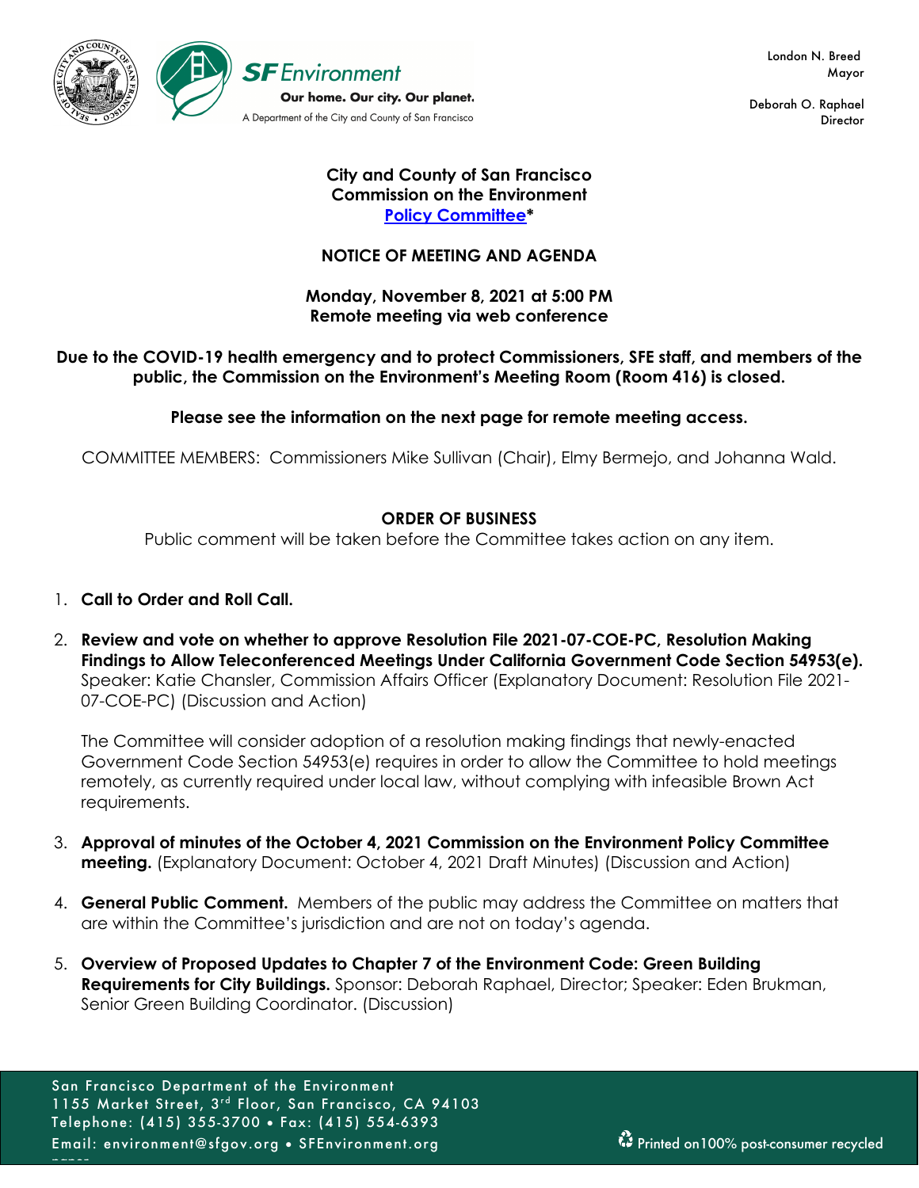SF Environment

Our home. Our city. Our planet.

A Department of the City and County of San Francisco

London N. Breed
Mayor

Deborah O. Raphael
Director

**City and County of San Francisco**
**Commission on the Environment**
**[Policy Committee](#)***

**NOTICE OF MEETING AND AGENDA**

**Monday, November 8, 2021 at 5:00 PM**
**Remote meeting via web conference**

**Due to the COVID-19 health emergency and to protect Commissioners, SFE staff, and members of the public, the Commission on the Environment's Meeting Room (Room 416) is closed.**

**Please see the information on the next page for remote meeting access.**

COMMITTEE MEMBERS: Commissioners Mike Sullivan (Chair), Elmy Bermejo, and Johanna Wald.

**ORDER OF BUSINESS**

Public comment will be taken before the Committee takes action on any item.

1. **Call to Order and Roll Call.**

2. **Review and vote on whether to approve Resolution File 2021-07-COE-PC, Resolution Making Findings to Allow Teleconferenced Meetings Under California Government Code Section 54953(e).** Speaker: Katie Chansler, Commission Affairs Officer (Explanatory Document: Resolution File 2021-07-COE-PC) (Discussion and Action)

   The Committee will consider adoption of a resolution making findings that newly-enacted Government Code Section 54953(e) requires in order to allow the Committee to hold meetings remotely, as currently required under local law, without complying with infeasible Brown Act requirements.

3. **Approval of minutes of the October 4, 2021 Commission on the Environment Policy Committee meeting.** (Explanatory Document: October 4, 2021 Draft Minutes) (Discussion and Action)

4. **General Public Comment.** Members of the public may address the Committee on matters that are within the Committee's jurisdiction and are not on today's agenda.

5. **Overview of Proposed Updates to Chapter 7 of the Environment Code: Green Building Requirements for City Buildings.** Sponsor: Deborah Raphael, Director; Speaker: Eden Brukman, Senior Green Building Coordinator. (Discussion)

San Francisco Department of the Environment
1155 Market Street, 3rd Floor, San Francisco, CA 94103
Telephone: (415) 355-3700 • Fax: (415) 554-6393
Email: environment@sfgov.org • SFEnvironment.org

Printed on 100% post-consumer recycled paper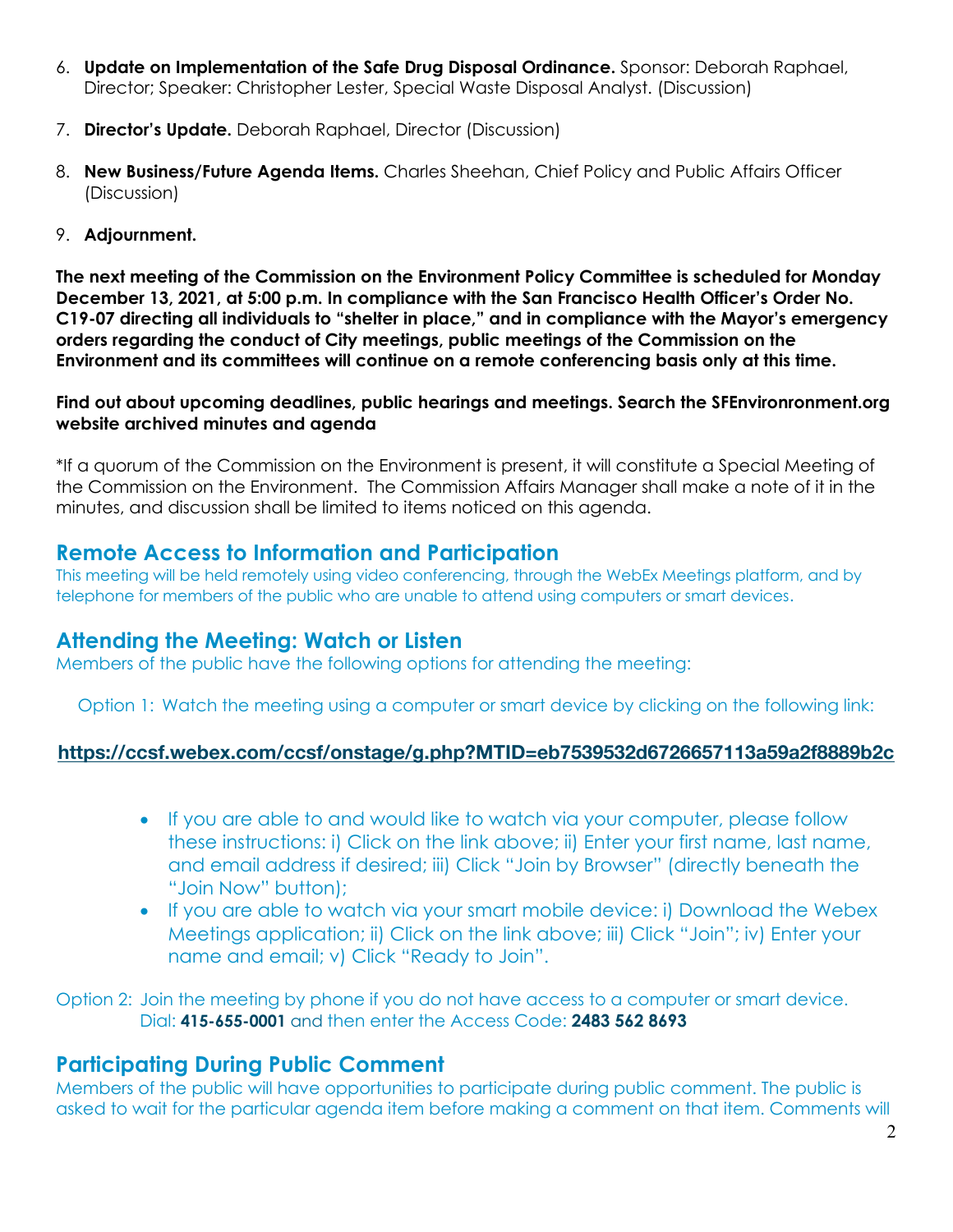6. **Update on Implementation of the Safe Drug Disposal Ordinance.** Sponsor: Deborah Raphael, Director; Speaker: Christopher Lester, Special Waste Disposal Analyst. (Discussion)

7. **Director's Update.** Deborah Raphael, Director (Discussion)

8. **New Business/Future Agenda Items.** Charles Sheehan, Chief Policy and Public Affairs Officer (Discussion)

9. **Adjournment.**

**The next meeting of the Commission on the Environment Policy Committee is scheduled for Monday December 13, 2021, at 5:00 p.m. In compliance with the San Francisco Health Officer's Order No. C19-07 directing all individuals to "shelter in place," and in compliance with the Mayor's emergency orders regarding the conduct of City meetings, public meetings of the Commission on the Environment and its committees will continue on a remote conferencing basis only at this time.**

**Find out about upcoming deadlines, public hearings and meetings. Search the SFEnvironronment.org website archived minutes and agenda**

*If a quorum of the Commission on the Environment is present, it will constitute a Special Meeting of the Commission on the Environment. The Commission Affairs Manager shall make a note of it in the minutes, and discussion shall be limited to items noticed on this agenda.

## Remote Access to Information and Participation

This meeting will be held remotely using video conferencing, through the WebEx Meetings platform, and by telephone for members of the public who are unable to attend using computers or smart devices.

## Attending the Meeting: Watch or Listen

Members of the public have the following options for attending the meeting:

Option 1: Watch the meeting using a computer or smart device by clicking on the following link:

**https://ccsf.webex.com/ccsf/onstage/g.php?MTID=eb7539532d6726657113a59a2f8889b2c**

- If you are able to and would like to watch via your computer, please follow these instructions: i) Click on the link above; ii) Enter your first name, last name, and email address if desired; iii) Click "Join by Browser" (directly beneath the "Join Now" button);
- If you are able to watch via your smart mobile device: i) Download the Webex Meetings application; ii) Click on the link above; iii) Click "Join"; iv) Enter your name and email; v) Click "Ready to Join".

Option 2: Join the meeting by phone if you do not have access to a computer or smart device. Dial: **415-655-0001** and then enter the Access Code: **2483 562 8693**

## Participating During Public Comment

Members of the public will have opportunities to participate during public comment. The public is asked to wait for the particular agenda item before making a comment on that item. Comments will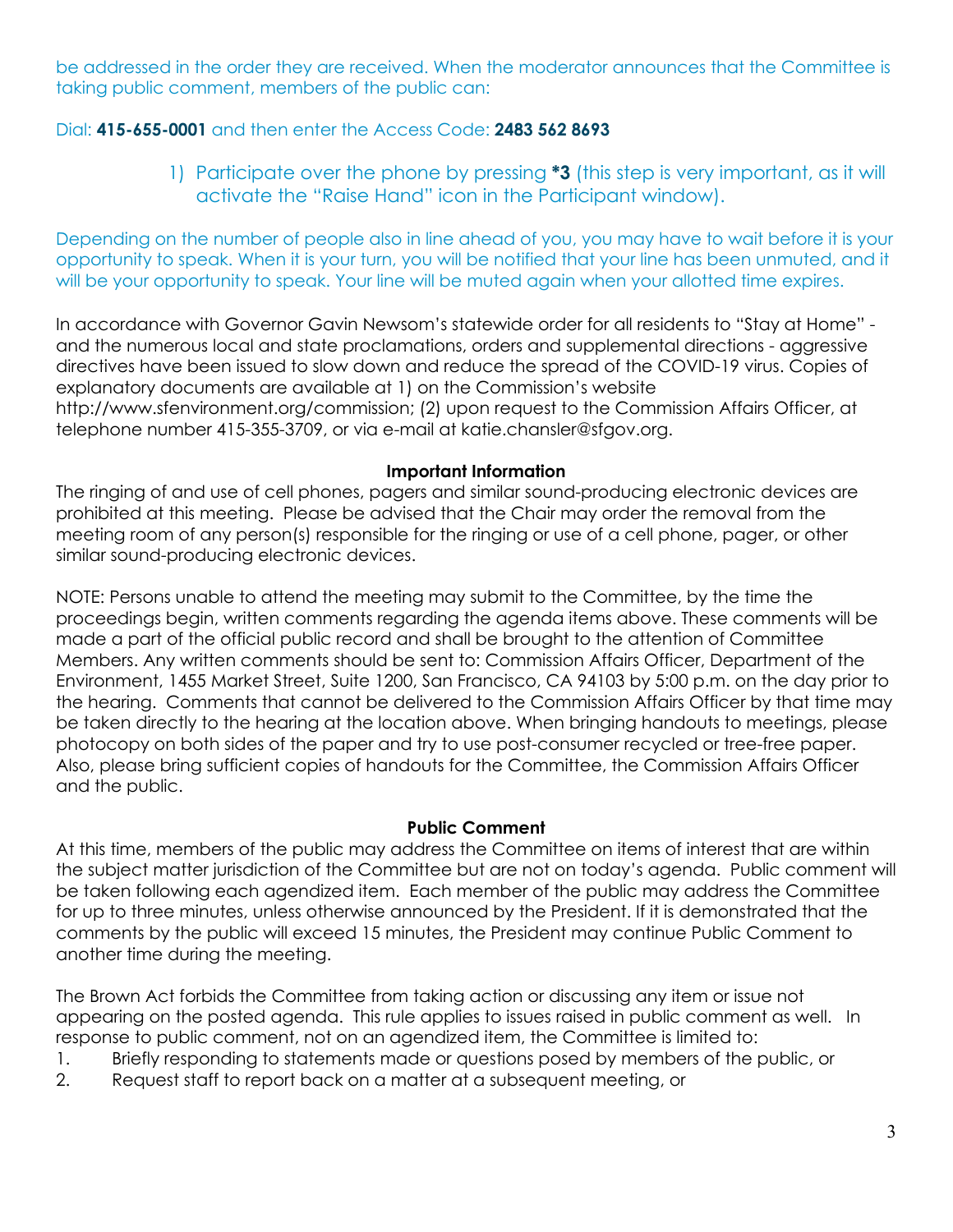be addressed in the order they are received. When the moderator announces that the Committee is taking public comment, members of the public can:

Dial: **415-655-0001** and then enter the Access Code: **2483 562 8693**

1) Participate over the phone by pressing ***3** (this step is very important, as it will activate the "Raise Hand" icon in the Participant window).

Depending on the number of people also in line ahead of you, you may have to wait before it is your opportunity to speak. When it is your turn, you will be notified that your line has been unmuted, and it will be your opportunity to speak. Your line will be muted again when your allotted time expires.

In accordance with Governor Gavin Newsom's statewide order for all residents to "Stay at Home" - and the numerous local and state proclamations, orders and supplemental directions - aggressive directives have been issued to slow down and reduce the spread of the COVID-19 virus. Copies of explanatory documents are available at 1) on the Commission's website http://www.sfenvironment.org/commission; (2) upon request to the Commission Affairs Officer, at telephone number 415-355-3709, or via e-mail at katie.chansler@sfgov.org.

**Important Information**

The ringing of and use of cell phones, pagers and similar sound-producing electronic devices are prohibited at this meeting. Please be advised that the Chair may order the removal from the meeting room of any person(s) responsible for the ringing or use of a cell phone, pager, or other similar sound-producing electronic devices.

NOTE: Persons unable to attend the meeting may submit to the Committee, by the time the proceedings begin, written comments regarding the agenda items above. These comments will be made a part of the official public record and shall be brought to the attention of Committee Members. Any written comments should be sent to: Commission Affairs Officer, Department of the Environment, 1455 Market Street, Suite 1200, San Francisco, CA 94103 by 5:00 p.m. on the day prior to the hearing. Comments that cannot be delivered to the Commission Affairs Officer by that time may be taken directly to the hearing at the location above. When bringing handouts to meetings, please photocopy on both sides of the paper and try to use post-consumer recycled or tree-free paper. Also, please bring sufficient copies of handouts for the Committee, the Commission Affairs Officer and the public.

**Public Comment**

At this time, members of the public may address the Committee on items of interest that are within the subject matter jurisdiction of the Committee but are not on today's agenda. Public comment will be taken following each agendized item. Each member of the public may address the Committee for up to three minutes, unless otherwise announced by the President. If it is demonstrated that the comments by the public will exceed 15 minutes, the President may continue Public Comment to another time during the meeting.

The Brown Act forbids the Committee from taking action or discussing any item or issue not appearing on the posted agenda. This rule applies to issues raised in public comment as well. In response to public comment, not on an agendized item, the Committee is limited to:

1. Briefly responding to statements made or questions posed by members of the public, or
2. Request staff to report back on a matter at a subsequent meeting, or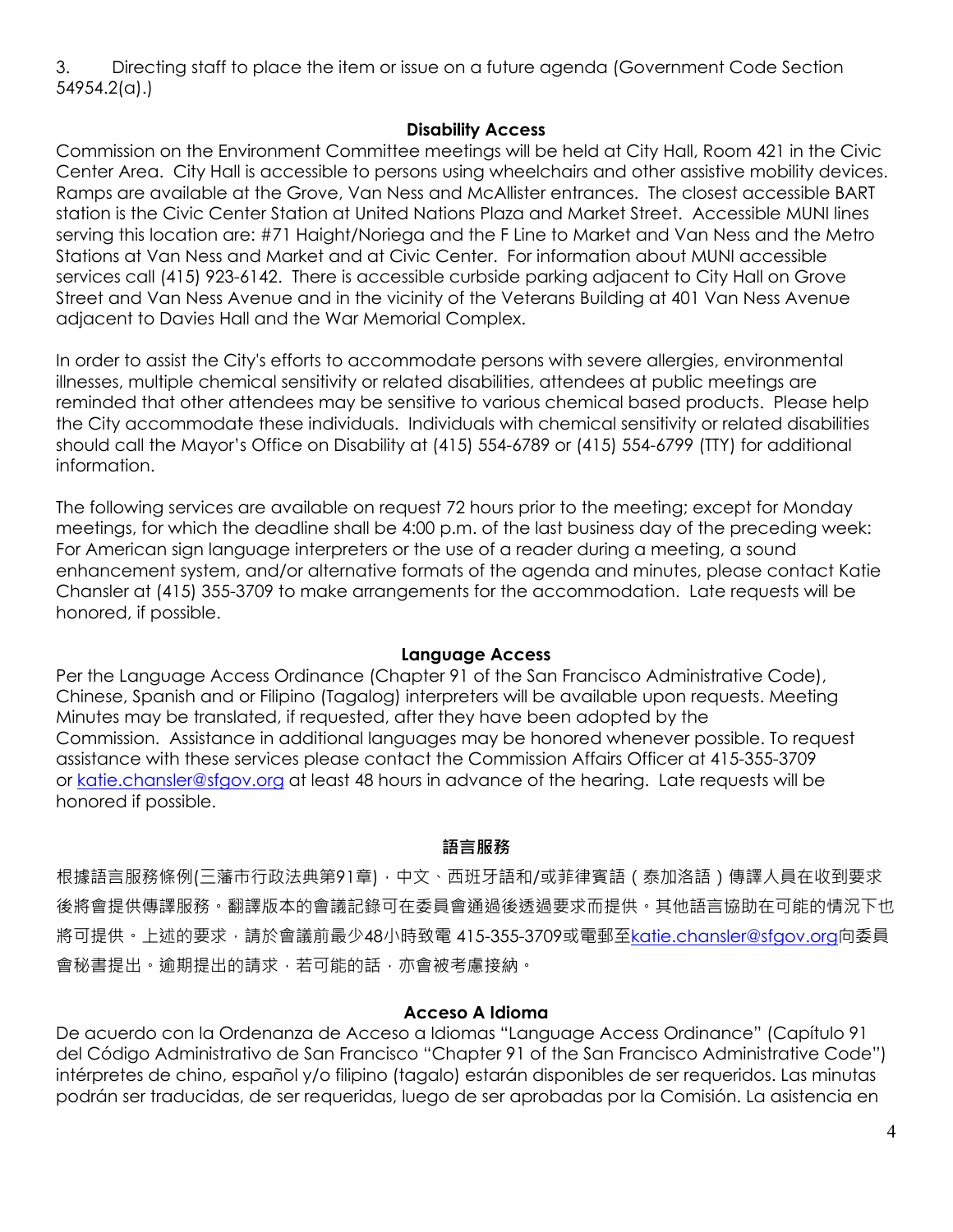3. Directing staff to place the item or issue on a future agenda (Government Code Section 54954.2(a).)

**Disability Access**

Commission on the Environment Committee meetings will be held at City Hall, Room 421 in the Civic Center Area. City Hall is accessible to persons using wheelchairs and other assistive mobility devices. Ramps are available at the Grove, Van Ness and McAllister entrances. The closest accessible BART station is the Civic Center Station at United Nations Plaza and Market Street. Accessible MUNI lines serving this location are: #71 Haight/Noriega and the F Line to Market and Van Ness and the Metro Stations at Van Ness and Market and at Civic Center. For information about MUNI accessible services call (415) 923-6142. There is accessible curbside parking adjacent to City Hall on Grove Street and Van Ness Avenue and in the vicinity of the Veterans Building at 401 Van Ness Avenue adjacent to Davies Hall and the War Memorial Complex.

In order to assist the City's efforts to accommodate persons with severe allergies, environmental illnesses, multiple chemical sensitivity or related disabilities, attendees at public meetings are reminded that other attendees may be sensitive to various chemical based products. Please help the City accommodate these individuals. Individuals with chemical sensitivity or related disabilities should call the Mayor's Office on Disability at (415) 554-6789 or (415) 554-6799 (TTY) for additional information.

The following services are available on request 72 hours prior to the meeting; except for Monday meetings, for which the deadline shall be 4:00 p.m. of the last business day of the preceding week: For American sign language interpreters or the use of a reader during a meeting, a sound enhancement system, and/or alternative formats of the agenda and minutes, please contact Katie Chansler at (415) 355-3709 to make arrangements for the accommodation. Late requests will be honored, if possible.

**Language Access**

Per the Language Access Ordinance (Chapter 91 of the San Francisco Administrative Code), Chinese, Spanish and or Filipino (Tagalog) interpreters will be available upon requests. Meeting Minutes may be translated, if requested, after they have been adopted by the Commission. Assistance in additional languages may be honored whenever possible. To request assistance with these services please contact the Commission Affairs Officer at 415-355-3709 or katie.chansler@sfgov.org at least 48 hours in advance of the hearing. Late requests will be honored if possible.

**語言服務**

根據語言服務條例(三藩市行政法典第91章)，中文、西班牙語和/或菲律賓語（泰加洛語）傳譯人員在收到要求後將會提供傳譯服務。翻譯版本的會議記錄可在委員會通過後透過要求而提供。其他語言協助在可能的情況下也將可提供。上述的要求，請於會議前最少48小時致電 415-355-3709或電郵至katie.chansler@sfgov.org向委員會秘書提出。逾期提出的請求，若可能的話，亦會被考慮接納。

**Acceso A Idioma**

De acuerdo con la Ordenanza de Acceso a Idiomas "Language Access Ordinance" (Capítulo 91 del Código Administrativo de San Francisco "Chapter 91 of the San Francisco Administrative Code") intérpretes de chino, español y/o filipino (tagalo) estarán disponibles de ser requeridos. Las minutas podrán ser traducidas, de ser requeridas, luego de ser aprobadas por la Comisión. La asistencia en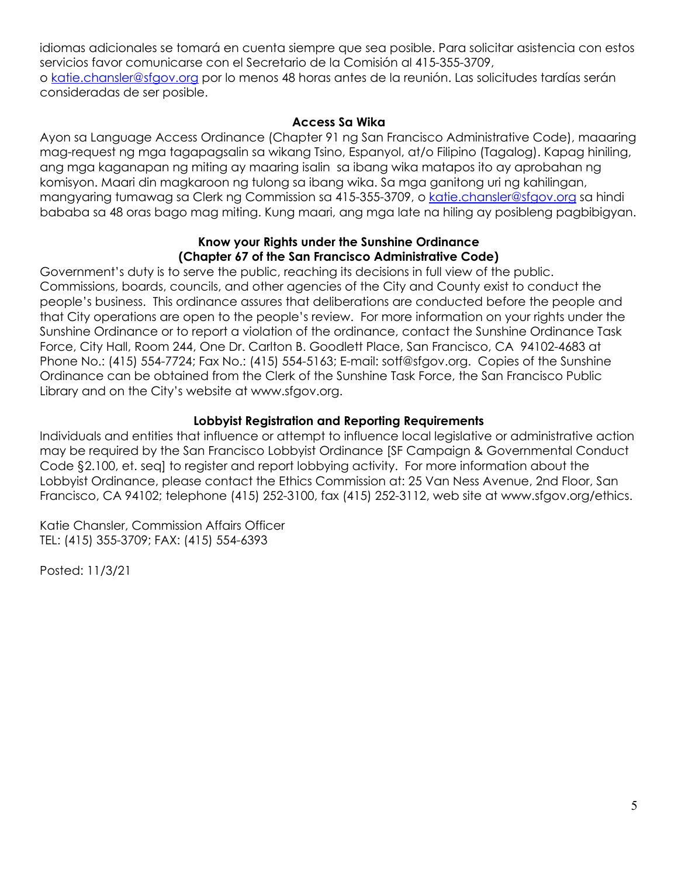idiomas adicionales se tomará en cuenta siempre que sea posible. Para solicitar asistencia con estos servicios favor comunicarse con el Secretario de la Comisión al 415-355-3709, o katie.chansler@sfgov.org por lo menos 48 horas antes de la reunión. Las solicitudes tardías serán consideradas de ser posible.

**Access Sa Wika**

Ayon sa Language Access Ordinance (Chapter 91 ng San Francisco Administrative Code), maaaring mag-request ng mga tagapagsalin sa wikang Tsino, Espanyol, at/o Filipino (Tagalog). Kapag hiniling, ang mga kaganapan ng miting ay maaring isalin sa ibang wika matapos ito ay aprobahan ng komisyon. Maari din magkaroon ng tulong sa ibang wika. Sa mga ganitong uri ng kahilingan, mangyaring tumawag sa Clerk ng Commission sa 415-355-3709, o katie.chansler@sfgov.org sa hindi bababa sa 48 oras bago mag miting. Kung maari, ang mga late na hiling ay posibleng pagbibigyan.

**Know your Rights under the Sunshine Ordinance**
**(Chapter 67 of the San Francisco Administrative Code)**

Government's duty is to serve the public, reaching its decisions in full view of the public. Commissions, boards, councils, and other agencies of the City and County exist to conduct the people's business. This ordinance assures that deliberations are conducted before the people and that City operations are open to the people's review. For more information on your rights under the Sunshine Ordinance or to report a violation of the ordinance, contact the Sunshine Ordinance Task Force, City Hall, Room 244, One Dr. Carlton B. Goodlett Place, San Francisco, CA 94102-4683 at Phone No.: (415) 554-7724; Fax No.: (415) 554-5163; E-mail: sotf@sfgov.org. Copies of the Sunshine Ordinance can be obtained from the Clerk of the Sunshine Task Force, the San Francisco Public Library and on the City's website at www.sfgov.org.

**Lobbyist Registration and Reporting Requirements**

Individuals and entities that influence or attempt to influence local legislative or administrative action may be required by the San Francisco Lobbyist Ordinance [SF Campaign & Governmental Conduct Code §2.100, et. seq] to register and report lobbying activity. For more information about the Lobbyist Ordinance, please contact the Ethics Commission at: 25 Van Ness Avenue, 2nd Floor, San Francisco, CA 94102; telephone (415) 252-3100, fax (415) 252-3112, web site at www.sfgov.org/ethics.

Katie Chansler, Commission Affairs Officer
TEL: (415) 355-3709; FAX: (415) 554-6393

Posted: 11/3/21